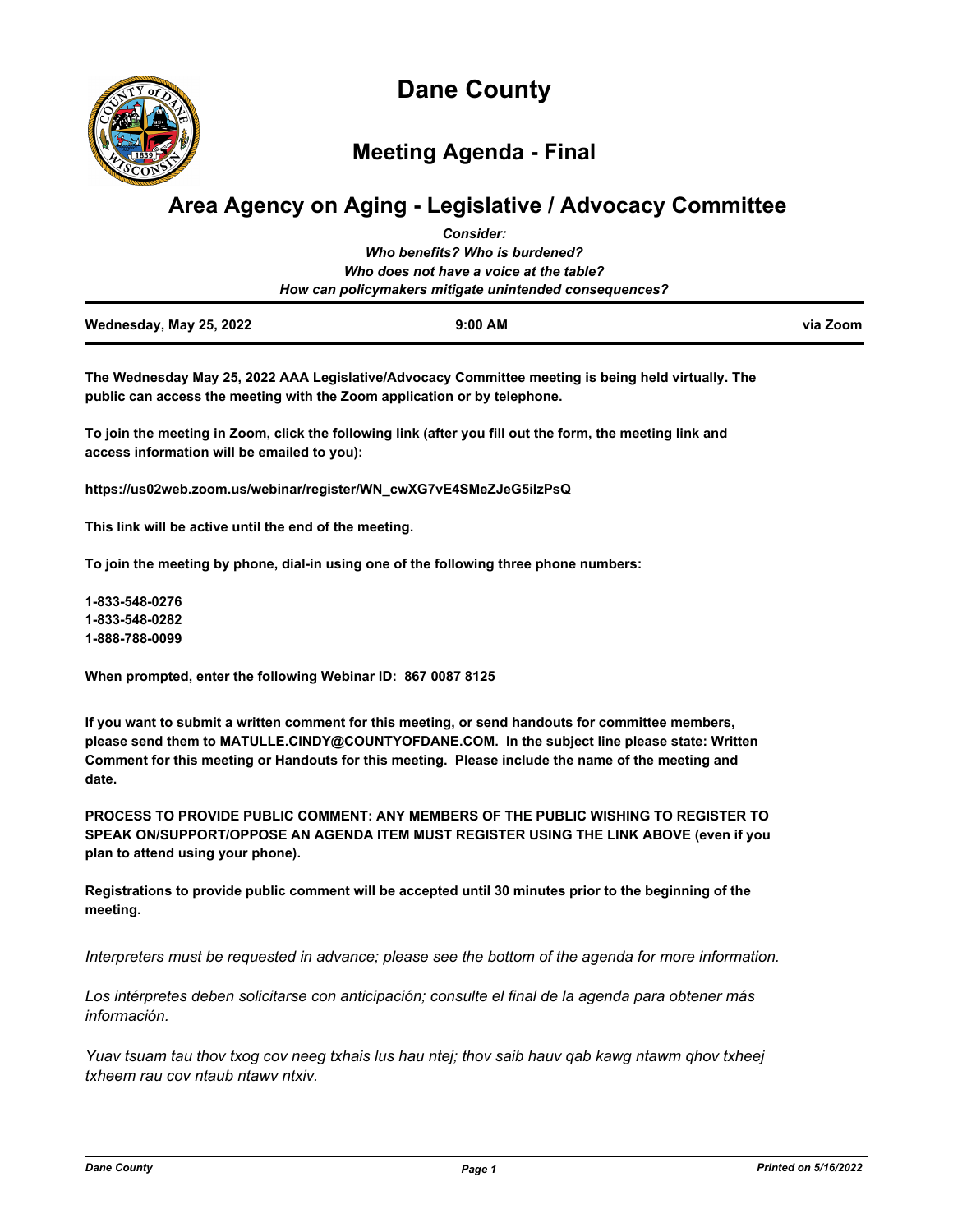# Dane County

## Meeting Agenda - Final

# Area Agency on Aging - Legislative / Advocacy Committee

***Consider:***
***Who benefits? Who is burdened?***
***Who does not have a voice at the table?***
***How can policymakers mitigate unintended consequences?***

**Wednesday, May 25, 2022** | **9:00 AM** | **via Zoom**

**The Wednesday May 25, 2022 AAA Legislative/Advocacy Committee meeting is being held virtually. The public can access the meeting with the Zoom application or by telephone.**

**To join the meeting in Zoom, click the following link (after you fill out the form, the meeting link and access information will be emailed to you):**

**https://us02web.zoom.us/webinar/register/WN_cwXG7vE4SMeZJeG5ilzPsQ**

**This link will be active until the end of the meeting.**

**To join the meeting by phone, dial-in using one of the following three phone numbers:**

**1-833-548-0276**
**1-833-548-0282**
**1-888-788-0099**

**When prompted, enter the following Webinar ID: 867 0087 8125**

**If you want to submit a written comment for this meeting, or send handouts for committee members, please send them to MATULLE.CINDY@COUNTYOFDANE.COM. In the subject line please state: Written Comment for this meeting or Handouts for this meeting. Please include the name of the meeting and date.**

**PROCESS TO PROVIDE PUBLIC COMMENT: ANY MEMBERS OF THE PUBLIC WISHING TO REGISTER TO SPEAK ON/SUPPORT/OPPOSE AN AGENDA ITEM MUST REGISTER USING THE LINK ABOVE (even if you plan to attend using your phone).**

**Registrations to provide public comment will be accepted until 30 minutes prior to the beginning of the meeting.**

*Interpreters must be requested in advance; please see the bottom of the agenda for more information.*

*Los intérpretes deben solicitarse con anticipación; consulte el final de la agenda para obtener más información.*

*Yuav tsuam tau thov txog cov neeg txhais lus hau ntej; thov saib hauv qab kawg ntawm qhov txheej txheem rau cov ntaub ntawv ntxiv.*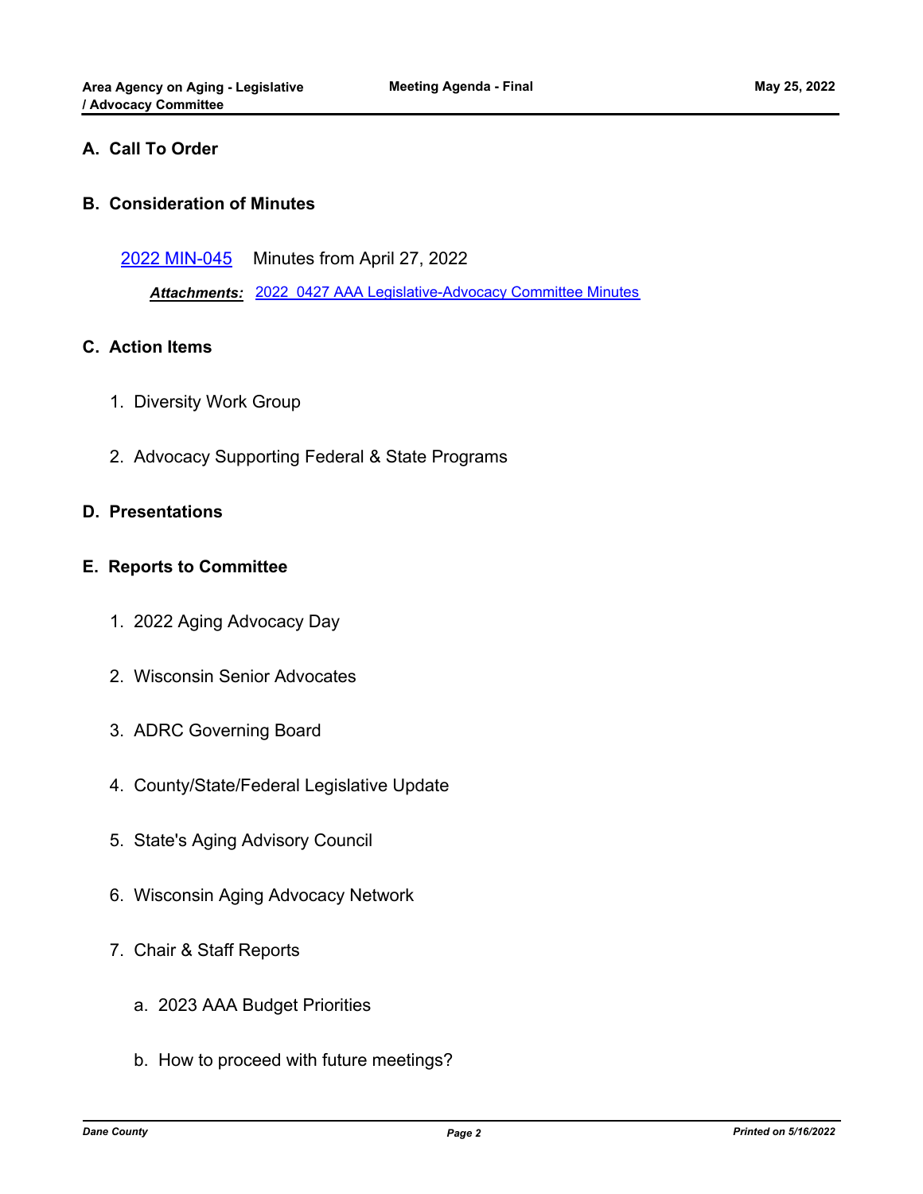## A. Call To Order

## B. Consideration of Minutes

2022 MIN-045 Minutes from April 27, 2022

***Attachments:*** 2022_0427 AAA Legislative-Advocacy Committee Minutes

## C. Action Items

1. Diversity Work Group

2. Advocacy Supporting Federal & State Programs

## D. Presentations

## E. Reports to Committee

1. 2022 Aging Advocacy Day

2. Wisconsin Senior Advocates

3. ADRC Governing Board

4. County/State/Federal Legislative Update

5. State's Aging Advisory Council

6. Wisconsin Aging Advocacy Network

7. Chair & Staff Reports

    a. 2023 AAA Budget Priorities

    b. How to proceed with future meetings?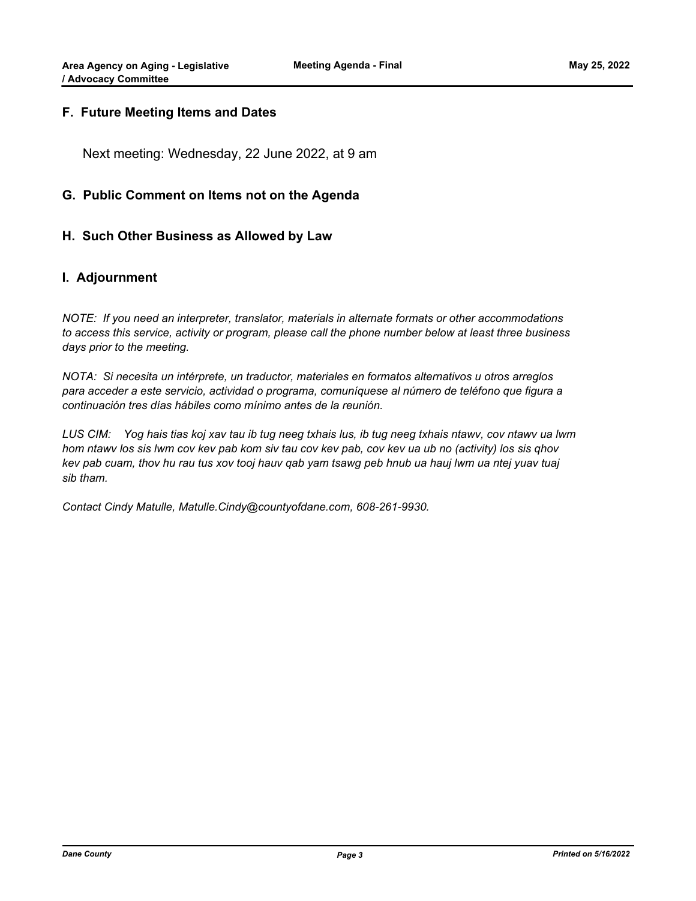## F. Future Meeting Items and Dates

Next meeting: Wednesday, 22 June 2022, at 9 am

## G. Public Comment on Items not on the Agenda

## H. Such Other Business as Allowed by Law

## I. Adjournment

*NOTE: If you need an interpreter, translator, materials in alternate formats or other accommodations to access this service, activity or program, please call the phone number below at least three business days prior to the meeting.*

*NOTA: Si necesita un intérprete, un traductor, materiales en formatos alternativos u otros arreglos para acceder a este servicio, actividad o programa, comuníquese al número de teléfono que figura a continuación tres días hábiles como mínimo antes de la reunión.*

*LUS CIM: Yog hais tias koj xav tau ib tug neeg txhais lus, ib tug neeg txhais ntawv, cov ntawv ua lwm hom ntawv los sis lwm cov kev pab kom siv tau cov kev pab, cov kev ua ub no (activity) los sis qhov kev pab cuam, thov hu rau tus xov tooj hauv qab yam tsawg peb hnub ua hauj lwm ua ntej yuav tuaj sib tham.*

*Contact Cindy Matulle, Matulle.Cindy@countyofdane.com, 608-261-9930.*